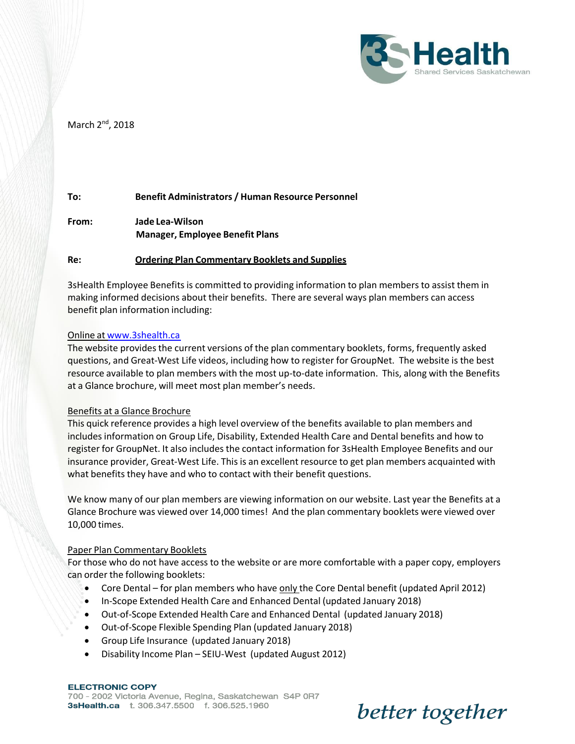3sHealth
Shared Services Saskatchewan

March 2nd, 2018

**To:** **Benefit Administrators / Human Resource Personnel**

**From:** **Jade Lea-Wilson**
**Manager, Employee Benefit Plans**

**Re:** **Ordering Plan Commentary Booklets and Supplies**

3sHealth Employee Benefits is committed to providing information to plan members to assist them in making informed decisions about their benefits. There are several ways plan members can access benefit plan information including:

Online at www.3shealth.ca
The website provides the current versions of the plan commentary booklets, forms, frequently asked questions, and Great-West Life videos, including how to register for GroupNet. The website is the best resource available to plan members with the most up-to-date information. This, along with the Benefits at a Glance brochure, will meet most plan member's needs.

Benefits at a Glance Brochure
This quick reference provides a high level overview of the benefits available to plan members and includes information on Group Life, Disability, Extended Health Care and Dental benefits and how to register for GroupNet. It also includes the contact information for 3sHealth Employee Benefits and our insurance provider, Great-West Life. This is an excellent resource to get plan members acquainted with what benefits they have and who to contact with their benefit questions.

We know many of our plan members are viewing information on our website. Last year the Benefits at a Glance Brochure was viewed over 14,000 times! And the plan commentary booklets were viewed over 10,000 times.

Paper Plan Commentary Booklets
For those who do not have access to the website or are more comfortable with a paper copy, employers can order the following booklets:

- Core Dental – for plan members who have only the Core Dental benefit (updated April 2012)
- In-Scope Extended Health Care and Enhanced Dental (updated January 2018)
- Out-of-Scope Extended Health Care and Enhanced Dental (updated January 2018)
- Out-of-Scope Flexible Spending Plan (updated January 2018)
- Group Life Insurance (updated January 2018)
- Disability Income Plan – SEIU-West (updated August 2012)

ELECTRONIC COPY
700 - 2002 Victoria Avenue, Regina, Saskatchewan S4P 0R7
3sHealth.ca t. 306.347.5500 f. 306.525.1960

*better together*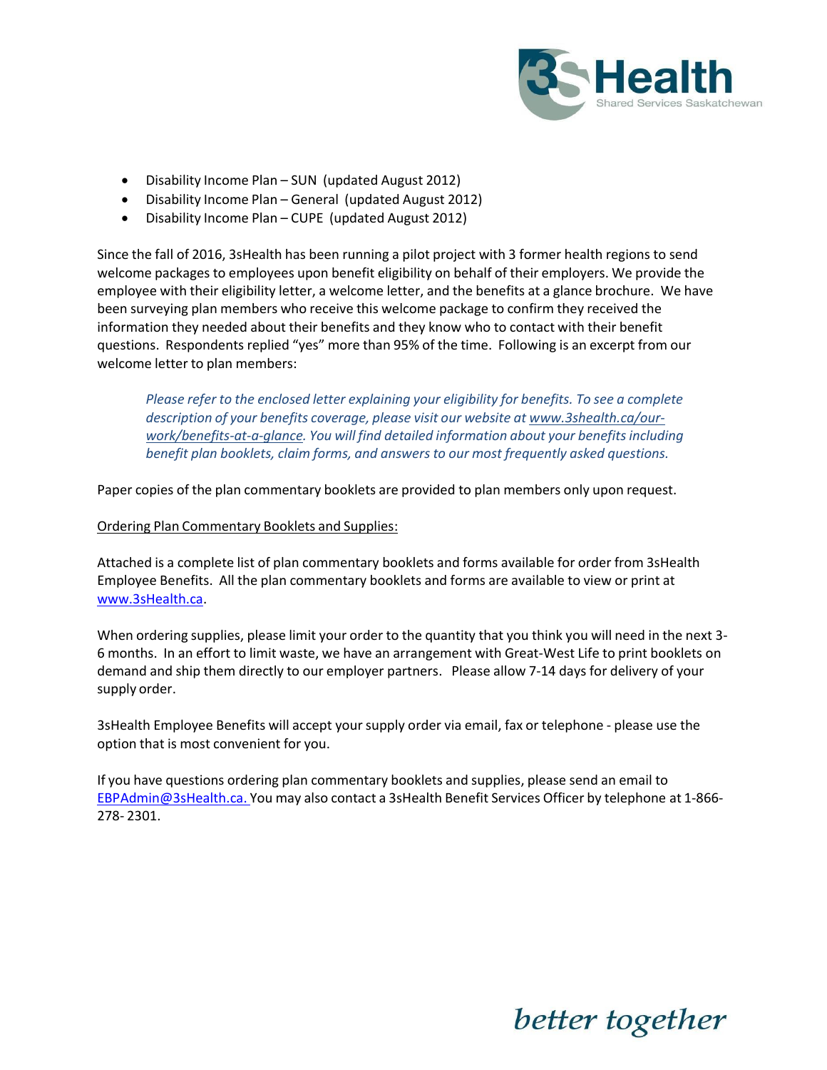- Disability Income Plan – SUN (updated August 2012)
- Disability Income Plan – General (updated August 2012)
- Disability Income Plan – CUPE (updated August 2012)

Since the fall of 2016, 3sHealth has been running a pilot project with 3 former health regions to send welcome packages to employees upon benefit eligibility on behalf of their employers. We provide the employee with their eligibility letter, a welcome letter, and the benefits at a glance brochure. We have been surveying plan members who receive this welcome package to confirm they received the information they needed about their benefits and they know who to contact with their benefit questions. Respondents replied "yes" more than 95% of the time. Following is an excerpt from our welcome letter to plan members:

> *Please refer to the enclosed letter explaining your eligibility for benefits. To see a complete description of your benefits coverage, please visit our website at www.3shealth.ca/our-work/benefits-at-a-glance. You will find detailed information about your benefits including benefit plan booklets, claim forms, and answers to our most frequently asked questions.*

Paper copies of the plan commentary booklets are provided to plan members only upon request.

Ordering Plan Commentary Booklets and Supplies:

Attached is a complete list of plan commentary booklets and forms available for order from 3sHealth Employee Benefits. All the plan commentary booklets and forms are available to view or print at www.3sHealth.ca.

When ordering supplies, please limit your order to the quantity that you think you will need in the next 3-6 months. In an effort to limit waste, we have an arrangement with Great-West Life to print booklets on demand and ship them directly to our employer partners. Please allow 7-14 days for delivery of your supply order.

3sHealth Employee Benefits will accept your supply order via email, fax or telephone - please use the option that is most convenient for you.

If you have questions ordering plan commentary booklets and supplies, please send an email to EBPAdmin@3sHealth.ca. You may also contact a 3sHealth Benefit Services Officer by telephone at 1-866-278- 2301.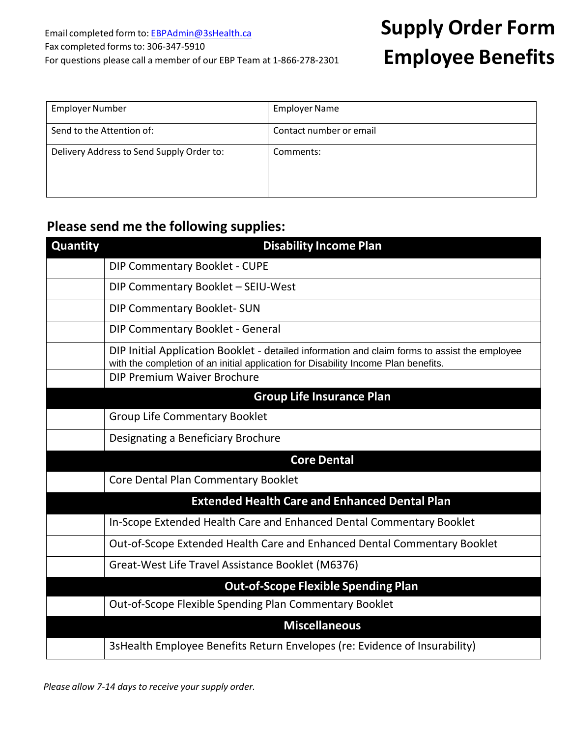Email completed form to: EBPAdmin@3sHealth.ca
Fax completed forms to: 306-347-5910
For questions please call a member of our EBP Team at 1-866-278-2301

# Supply Order Form Employee Benefits

| | |
|---|---|
| Employer Number | Employer Name |
| Send to the Attention of: | Contact number or email |
| Delivery Address to Send Supply Order to: | Comments: |

## Please send me the following supplies:

| Quantity | Disability Income Plan |
|---|---|
| | DIP Commentary Booklet - CUPE |
| | DIP Commentary Booklet – SEIU-West |
| | DIP Commentary Booklet- SUN |
| | DIP Commentary Booklet - General |
| | DIP Initial Application Booklet - detailed information and claim forms to assist the employee with the completion of an initial application for Disability Income Plan benefits. |
| | DIP Premium Waiver Brochure |
| | **Group Life Insurance Plan** |
| | Group Life Commentary Booklet |
| | Designating a Beneficiary Brochure |
| | **Core Dental** |
| | Core Dental Plan Commentary Booklet |
| | **Extended Health Care and Enhanced Dental Plan** |
| | In-Scope Extended Health Care and Enhanced Dental Commentary Booklet |
| | Out-of-Scope Extended Health Care and Enhanced Dental Commentary Booklet |
| | Great-West Life Travel Assistance Booklet (M6376) |
| | **Out-of-Scope Flexible Spending Plan** |
| | Out-of-Scope Flexible Spending Plan Commentary Booklet |
| | **Miscellaneous** |
| | 3sHealth Employee Benefits Return Envelopes (re: Evidence of Insurability) |

*Please allow 7-14 days to receive your supply order.*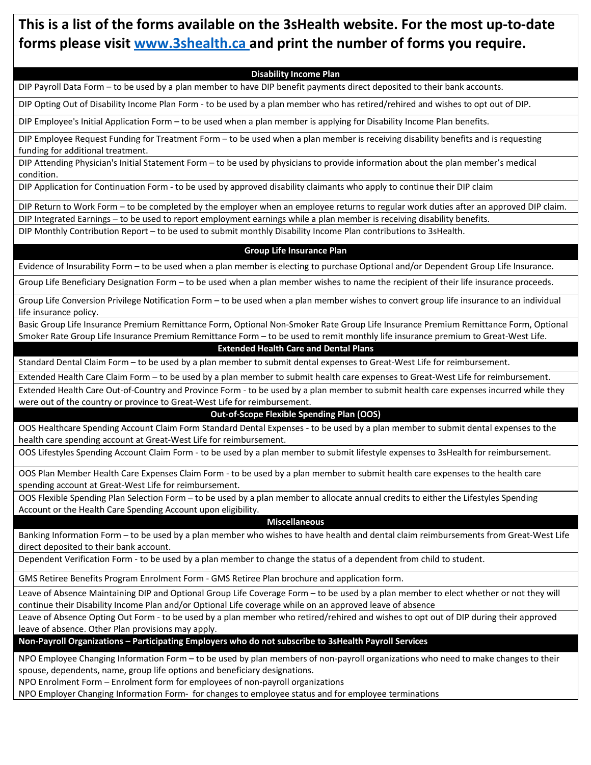# This is a list of the forms available on the 3sHealth website. For the most up-to-date forms please visit [www.3shealth.ca](http://www.3shealth.ca) and print the number of forms you require.

## Disability Income Plan

DIP Payroll Data Form – to be used by a plan member to have DIP benefit payments direct deposited to their bank accounts.

DIP Opting Out of Disability Income Plan Form - to be used by a plan member who has retired/rehired and wishes to opt out of DIP.

DIP Employee's Initial Application Form – to be used when a plan member is applying for Disability Income Plan benefits.

DIP Employee Request Funding for Treatment Form – to be used when a plan member is receiving disability benefits and is requesting funding for additional treatment.

DIP Attending Physician's Initial Statement Form – to be used by physicians to provide information about the plan member's medical condition.

DIP Application for Continuation Form - to be used by approved disability claimants who apply to continue their DIP claim

DIP Return to Work Form – to be completed by the employer when an employee returns to regular work duties after an approved DIP claim.

DIP Integrated Earnings – to be used to report employment earnings while a plan member is receiving disability benefits.

DIP Monthly Contribution Report – to be used to submit monthly Disability Income Plan contributions to 3sHealth.

## Group Life Insurance Plan

Evidence of Insurability Form – to be used when a plan member is electing to purchase Optional and/or Dependent Group Life Insurance.

Group Life Beneficiary Designation Form – to be used when a plan member wishes to name the recipient of their life insurance proceeds.

Group Life Conversion Privilege Notification Form – to be used when a plan member wishes to convert group life insurance to an individual life insurance policy.

Basic Group Life Insurance Premium Remittance Form, Optional Non-Smoker Rate Group Life Insurance Premium Remittance Form, Optional Smoker Rate Group Life Insurance Premium Remittance Form – to be used to remit monthly life insurance premium to Great-West Life.

## Extended Health Care and Dental Plans

Standard Dental Claim Form – to be used by a plan member to submit dental expenses to Great-West Life for reimbursement.

Extended Health Care Claim Form – to be used by a plan member to submit health care expenses to Great-West Life for reimbursement.

Extended Health Care Out-of-Country and Province Form - to be used by a plan member to submit health care expenses incurred while they were out of the country or province to Great-West Life for reimbursement.

## Out-of-Scope Flexible Spending Plan (OOS)

OOS Healthcare Spending Account Claim Form Standard Dental Expenses - to be used by a plan member to submit dental expenses to the health care spending account at Great-West Life for reimbursement.

OOS Lifestyles Spending Account Claim Form - to be used by a plan member to submit lifestyle expenses to 3sHealth for reimbursement.

OOS Plan Member Health Care Expenses Claim Form - to be used by a plan member to submit health care expenses to the health care spending account at Great-West Life for reimbursement.

OOS Flexible Spending Plan Selection Form – to be used by a plan member to allocate annual credits to either the Lifestyles Spending Account or the Health Care Spending Account upon eligibility.

## Miscellaneous

Banking Information Form – to be used by a plan member who wishes to have health and dental claim reimbursements from Great-West Life direct deposited to their bank account.

Dependent Verification Form - to be used by a plan member to change the status of a dependent from child to student.

GMS Retiree Benefits Program Enrolment Form - GMS Retiree Plan brochure and application form.

Leave of Absence Maintaining DIP and Optional Group Life Coverage Form – to be used by a plan member to elect whether or not they will continue their Disability Income Plan and/or Optional Life coverage while on an approved leave of absence

Leave of Absence Opting Out Form - to be used by a plan member who retired/rehired and wishes to opt out of DIP during their approved leave of absence. Other Plan provisions may apply.

## Non-Payroll Organizations – Participating Employers who do not subscribe to 3sHealth Payroll Services

NPO Employee Changing Information Form – to be used by plan members of non-payroll organizations who need to make changes to their spouse, dependents, name, group life options and beneficiary designations.

NPO Enrolment Form – Enrolment form for employees of non-payroll organizations

NPO Employer Changing Information Form- for changes to employee status and for employee terminations